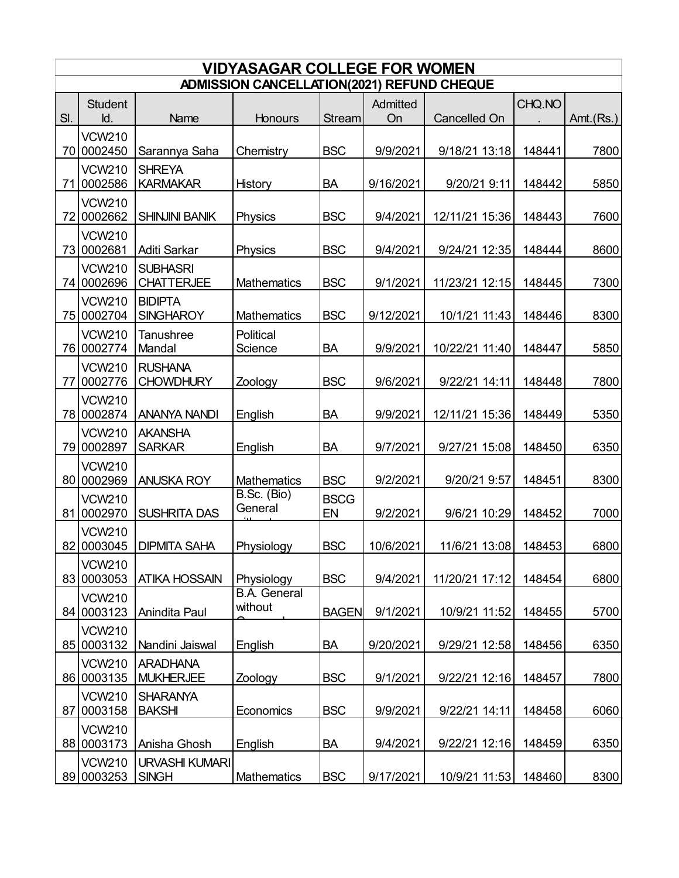# VIDYASAGAR COLLEGE FOR WOMEN

## ADMISSION CANCELLATION(2021) REFUND CHEQUE

| Sl. | Student Id. | Name | Honours | Stream | Admitted On | Cancelled On | CHQ.NO. | Amt.(Rs.) |
|---|---|---|---|---|---|---|---|---|
| 70 | VCW2100002450 | Sarannya Saha | Chemistry | BSC | 9/9/2021 | 9/18/21 13:18 | 148441 | 7800 |
| 71 | VCW2100002586 | SHREYA KARMAKAR | History | BA | 9/16/2021 | 9/20/21 9:11 | 148442 | 5850 |
| 72 | VCW2100002662 | SHINJINI BANIK | Physics | BSC | 9/4/2021 | 12/11/21 15:36 | 148443 | 7600 |
| 73 | VCW2100002681 | Aditi Sarkar | Physics | BSC | 9/4/2021 | 9/24/21 12:35 | 148444 | 8600 |
| 74 | VCW2100002696 | SUBHASRI CHATTERJEE | Mathematics | BSC | 9/1/2021 | 11/23/21 12:15 | 148445 | 7300 |
| 75 | VCW2100002704 | BIDIPTA SINGHAROY | Mathematics | BSC | 9/12/2021 | 10/1/21 11:43 | 148446 | 8300 |
| 76 | VCW2100002774 | Tanushree Mandal | Political Science | BA | 9/9/2021 | 10/22/21 11:40 | 148447 | 5850 |
| 77 | VCW2100002776 | RUSHANA CHOWDHURY | Zoology | BSC | 9/6/2021 | 9/22/21 14:11 | 148448 | 7800 |
| 78 | VCW2100002874 | ANANYA NANDI | English | BA | 9/9/2021 | 12/11/21 15:36 | 148449 | 5350 |
| 79 | VCW2100002897 | AKANSHA SARKAR | English | BA | 9/7/2021 | 9/27/21 15:08 | 148450 | 6350 |
| 80 | VCW2100002969 | ANUSKA ROY | Mathematics | BSC | 9/2/2021 | 9/20/21 9:57 | 148451 | 8300 |
| 81 | VCW2100002970 | SUSHRITA DAS | B.Sc. (Bio) General | BSCGEN | 9/2/2021 | 9/6/21 10:29 | 148452 | 7000 |
| 82 | VCW2100003045 | DIPMITA SAHA | Physiology | BSC | 10/6/2021 | 11/6/21 13:08 | 148453 | 6800 |
| 83 | VCW2100003053 | ATIKA HOSSAIN | Physiology | BSC | 9/4/2021 | 11/20/21 17:12 | 148454 | 6800 |
| 84 | VCW2100003123 | Anindita Paul | B.A. General without | BAGEN | 9/1/2021 | 10/9/21 11:52 | 148455 | 5700 |
| 85 | VCW2100003132 | Nandini Jaiswal | English | BA | 9/20/2021 | 9/29/21 12:58 | 148456 | 6350 |
| 86 | VCW2100003135 | ARADHANA MUKHERJEE | Zoology | BSC | 9/1/2021 | 9/22/21 12:16 | 148457 | 7800 |
| 87 | VCW2100003158 | SHARANYA BAKSHI | Economics | BSC | 9/9/2021 | 9/22/21 14:11 | 148458 | 6060 |
| 88 | VCW2100003173 | Anisha Ghosh | English | BA | 9/4/2021 | 9/22/21 12:16 | 148459 | 6350 |
| 89 | VCW2100003253 | URVASHI KUMARI SINGH | Mathematics | BSC | 9/17/2021 | 10/9/21 11:53 | 148460 | 8300 |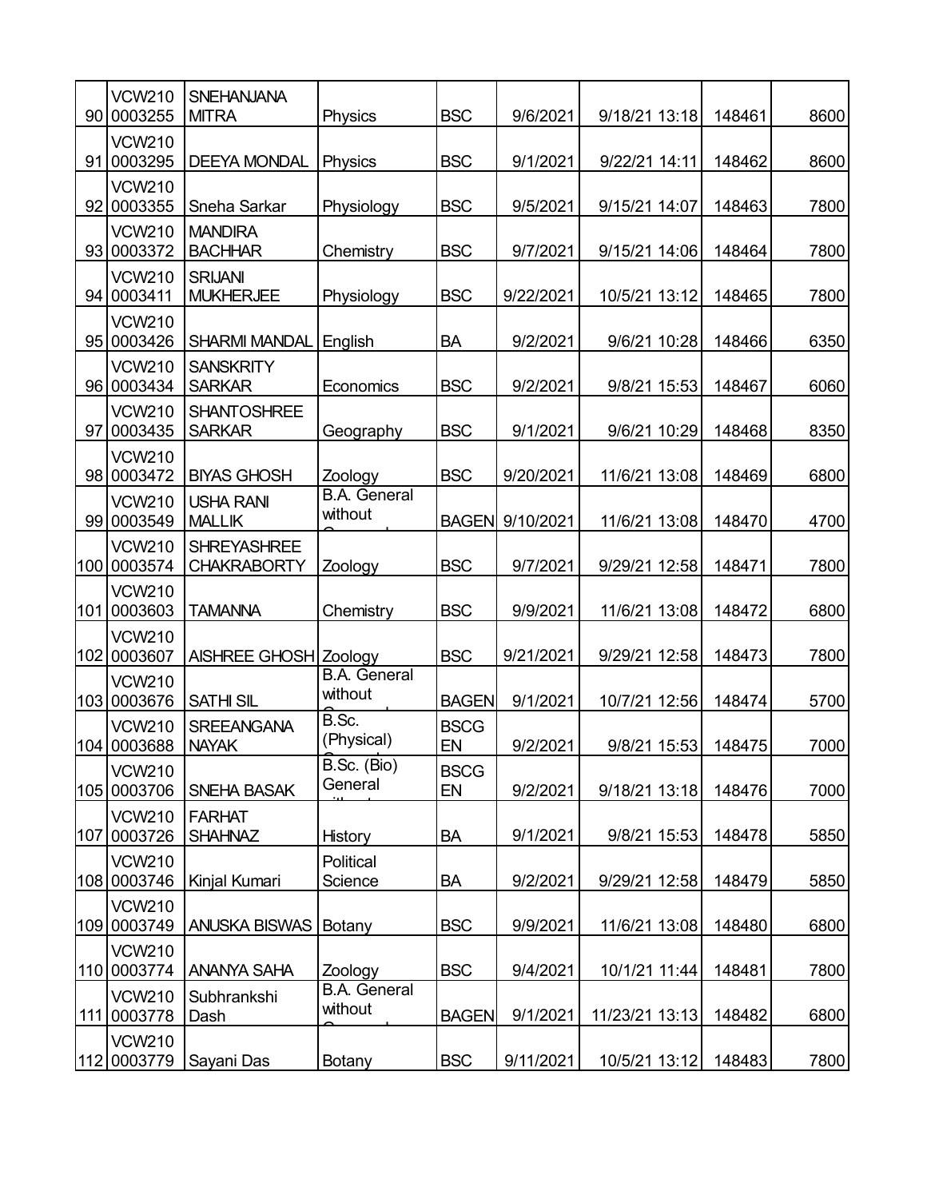| | | | | | | | | |
|---|---|---|---|---|---|---|---|---|
| 90 | VCW2100003255 | SNEHANJANA MITRA | Physics | BSC | 9/6/2021 | 9/18/21 13:18 | 148461 | 8600 |
| 91 | VCW2100003295 | DEEYA MONDAL | Physics | BSC | 9/1/2021 | 9/22/21 14:11 | 148462 | 8600 |
| 92 | VCW2100003355 | Sneha Sarkar | Physiology | BSC | 9/5/2021 | 9/15/21 14:07 | 148463 | 7800 |
| 93 | VCW2100003372 | MANDIRA BACHHAR | Chemistry | BSC | 9/7/2021 | 9/15/21 14:06 | 148464 | 7800 |
| 94 | VCW2100003411 | SRIJANI MUKHERJEE | Physiology | BSC | 9/22/2021 | 10/5/21 13:12 | 148465 | 7800 |
| 95 | VCW2100003426 | SHARMI MANDAL | English | BA | 9/2/2021 | 9/6/21 10:28 | 148466 | 6350 |
| 96 | VCW2100003434 | SANSKRITY SARKAR | Economics | BSC | 9/2/2021 | 9/8/21 15:53 | 148467 | 6060 |
| 97 | VCW2100003435 | SHANTOSHREE SARKAR | Geography | BSC | 9/1/2021 | 9/6/21 10:29 | 148468 | 8350 |
| 98 | VCW2100003472 | BIYAS GHOSH | Zoology | BSC | 9/20/2021 | 11/6/21 13:08 | 148469 | 6800 |
| 99 | VCW2100003549 | USHA RANI MALLIK | B.A. General without | BAGEN | 9/10/2021 | 11/6/21 13:08 | 148470 | 4700 |
| 100 | VCW2100003574 | SHREYASHREE CHAKRABORTY | Zoology | BSC | 9/7/2021 | 9/29/21 12:58 | 148471 | 7800 |
| 101 | VCW2100003603 | TAMANNA | Chemistry | BSC | 9/9/2021 | 11/6/21 13:08 | 148472 | 6800 |
| 102 | VCW2100003607 | AISHREE GHOSH | Zoology | BSC | 9/21/2021 | 9/29/21 12:58 | 148473 | 7800 |
| 103 | VCW2100003676 | SATHI SIL | B.A. General without | BAGEN | 9/1/2021 | 10/7/21 12:56 | 148474 | 5700 |
| 104 | VCW2100003688 | SREEANGANA NAYAK | B.Sc. (Physical) | BSCGEN | 9/2/2021 | 9/8/21 15:53 | 148475 | 7000 |
| 105 | VCW2100003706 | SNEHA BASAK | B.Sc. (Bio) General | BSCGEN | 9/2/2021 | 9/18/21 13:18 | 148476 | 7000 |
| 107 | VCW2100003726 | FARHAT SHAHNAZ | History | BA | 9/1/2021 | 9/8/21 15:53 | 148478 | 5850 |
| 108 | VCW2100003746 | Kinjal Kumari | Political Science | BA | 9/2/2021 | 9/29/21 12:58 | 148479 | 5850 |
| 109 | VCW2100003749 | ANUSKA BISWAS | Botany | BSC | 9/9/2021 | 11/6/21 13:08 | 148480 | 6800 |
| 110 | VCW2100003774 | ANANYA SAHA | Zoology | BSC | 9/4/2021 | 10/1/21 11:44 | 148481 | 7800 |
| 111 | VCW2100003778 | Subhrankshi Dash | B.A. General without | BAGEN | 9/1/2021 | 11/23/21 13:13 | 148482 | 6800 |
| 112 | VCW2100003779 | Sayani Das | Botany | BSC | 9/11/2021 | 10/5/21 13:12 | 148483 | 7800 |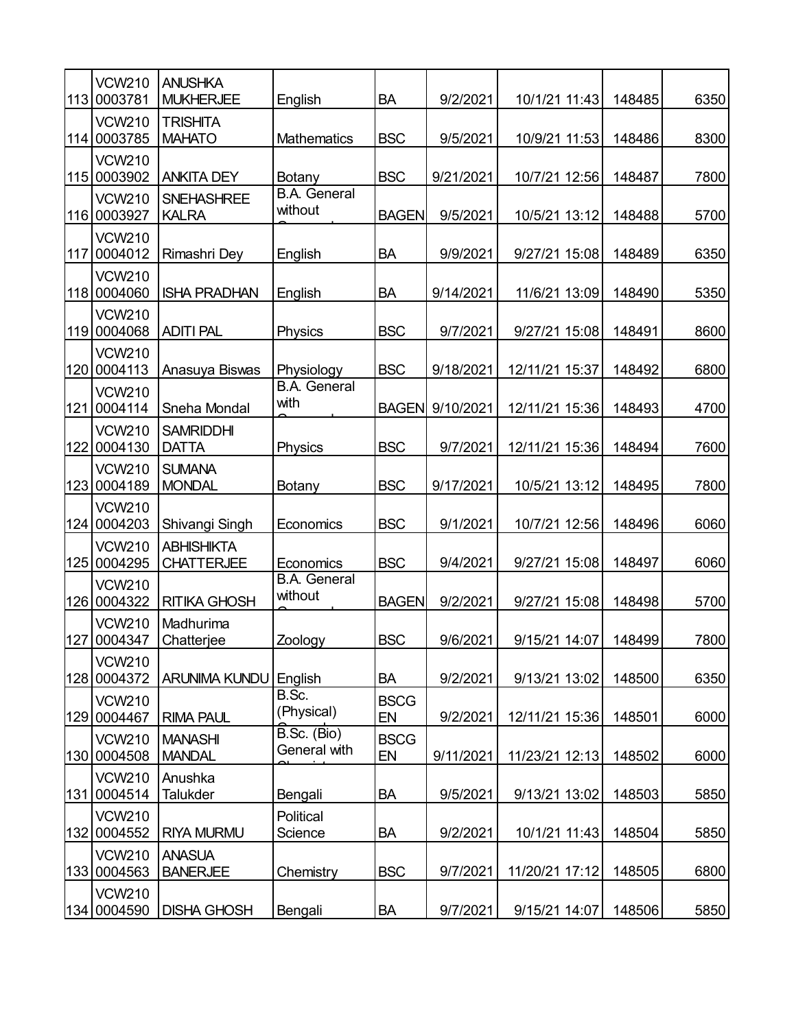| | | | | | | | | |
|---|---|---|---|---|---|---|---|---|
| 113 | VCW210 0003781 | ANUSHKA MUKHERJEE | English | BA | 9/2/2021 | 10/1/21 11:43 | 148485 | 6350 |
| 114 | VCW210 0003785 | TRISHITA MAHATO | Mathematics | BSC | 9/5/2021 | 10/9/21 11:53 | 148486 | 8300 |
| 115 | VCW210 0003902 | ANKITA DEY | Botany | BSC | 9/21/2021 | 10/7/21 12:56 | 148487 | 7800 |
| 116 | VCW210 0003927 | SNEHASHREE KALRA | B.A. General without | BAGEN | 9/5/2021 | 10/5/21 13:12 | 148488 | 5700 |
| 117 | VCW210 0004012 | Rimashri Dey | English | BA | 9/9/2021 | 9/27/21 15:08 | 148489 | 6350 |
| 118 | VCW210 0004060 | ISHA PRADHAN | English | BA | 9/14/2021 | 11/6/21 13:09 | 148490 | 5350 |
| 119 | VCW210 0004068 | ADITI PAL | Physics | BSC | 9/7/2021 | 9/27/21 15:08 | 148491 | 8600 |
| 120 | VCW210 0004113 | Anasuya Biswas | Physiology | BSC | 9/18/2021 | 12/11/21 15:37 | 148492 | 6800 |
| 121 | VCW210 0004114 | Sneha Mondal | B.A. General with | BAGEN | 9/10/2021 | 12/11/21 15:36 | 148493 | 4700 |
| 122 | VCW210 0004130 | SAMRIDDHI DATTA | Physics | BSC | 9/7/2021 | 12/11/21 15:36 | 148494 | 7600 |
| 123 | VCW210 0004189 | SUMANA MONDAL | Botany | BSC | 9/17/2021 | 10/5/21 13:12 | 148495 | 7800 |
| 124 | VCW210 0004203 | Shivangi Singh | Economics | BSC | 9/1/2021 | 10/7/21 12:56 | 148496 | 6060 |
| 125 | VCW210 0004295 | ABHISHIKTA CHATTERJEE | Economics | BSC | 9/4/2021 | 9/27/21 15:08 | 148497 | 6060 |
| 126 | VCW210 0004322 | RITIKA GHOSH | B.A. General without | BAGEN | 9/2/2021 | 9/27/21 15:08 | 148498 | 5700 |
| 127 | VCW210 0004347 | Madhurima Chatterjee | Zoology | BSC | 9/6/2021 | 9/15/21 14:07 | 148499 | 7800 |
| 128 | VCW210 0004372 | ARUNIMA KUNDU | English | BA | 9/2/2021 | 9/13/21 13:02 | 148500 | 6350 |
| 129 | VCW210 0004467 | RIMA PAUL | B.Sc. (Physical) | BSCGEN | 9/2/2021 | 12/11/21 15:36 | 148501 | 6000 |
| 130 | VCW210 0004508 | MANASHI MANDAL | B.Sc. (Bio) General with | BSCGEN | 9/11/2021 | 11/23/21 12:13 | 148502 | 6000 |
| 131 | VCW210 0004514 | Anushka Talukder | Bengali | BA | 9/5/2021 | 9/13/21 13:02 | 148503 | 5850 |
| 132 | VCW210 0004552 | RIYA MURMU | Political Science | BA | 9/2/2021 | 10/1/21 11:43 | 148504 | 5850 |
| 133 | VCW210 0004563 | ANASUA BANERJEE | Chemistry | BSC | 9/7/2021 | 11/20/21 17:12 | 148505 | 6800 |
| 134 | VCW210 0004590 | DISHA GHOSH | Bengali | BA | 9/7/2021 | 9/15/21 14:07 | 148506 | 5850 |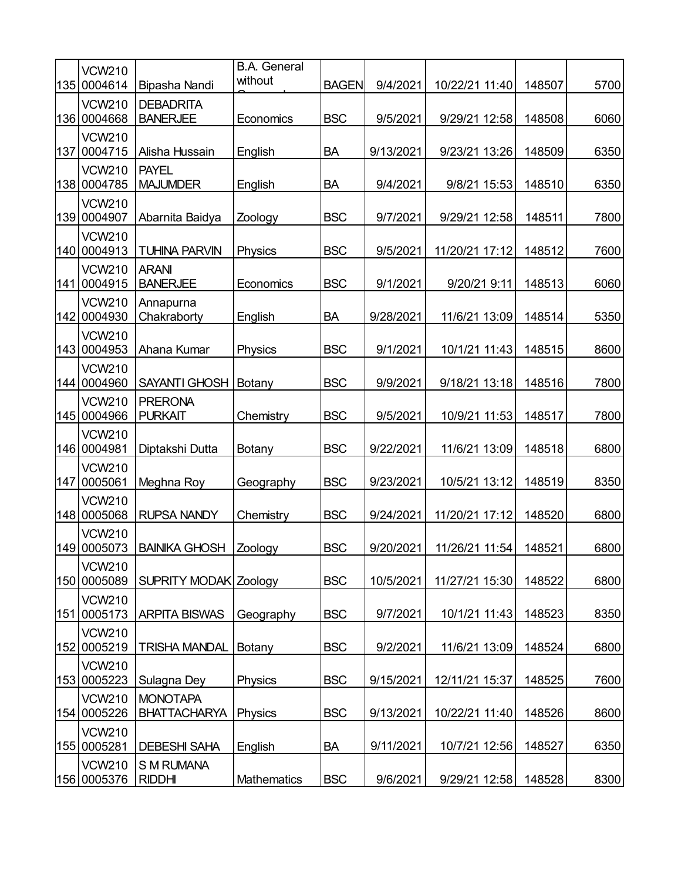| | | | | | | | | |
|---|---|---|---|---|---|---|---|---|
| 135 | VCW210 0004614 | Bipasha Nandi | B.A. General without | BAGEN | 9/4/2021 | 10/22/21 11:40 | 148507 | 5700 |
| 136 | VCW210 0004668 | DEBADRITA BANERJEE | Economics | BSC | 9/5/2021 | 9/29/21 12:58 | 148508 | 6060 |
| 137 | VCW210 0004715 | Alisha Hussain | English | BA | 9/13/2021 | 9/23/21 13:26 | 148509 | 6350 |
| 138 | VCW210 0004785 | PAYEL MAJUMDER | English | BA | 9/4/2021 | 9/8/21 15:53 | 148510 | 6350 |
| 139 | VCW210 0004907 | Abarnita Baidya | Zoology | BSC | 9/7/2021 | 9/29/21 12:58 | 148511 | 7800 |
| 140 | VCW210 0004913 | TUHINA PARVIN | Physics | BSC | 9/5/2021 | 11/20/21 17:12 | 148512 | 7600 |
| 141 | VCW210 0004915 | ARANI BANERJEE | Economics | BSC | 9/1/2021 | 9/20/21 9:11 | 148513 | 6060 |
| 142 | VCW210 0004930 | Annapurna Chakraborty | English | BA | 9/28/2021 | 11/6/21 13:09 | 148514 | 5350 |
| 143 | VCW210 0004953 | Ahana Kumar | Physics | BSC | 9/1/2021 | 10/1/21 11:43 | 148515 | 8600 |
| 144 | VCW210 0004960 | SAYANTI GHOSH | Botany | BSC | 9/9/2021 | 9/18/21 13:18 | 148516 | 7800 |
| 145 | VCW210 0004966 | PRERONA PURKAIT | Chemistry | BSC | 9/5/2021 | 10/9/21 11:53 | 148517 | 7800 |
| 146 | VCW210 0004981 | Diptakshi Dutta | Botany | BSC | 9/22/2021 | 11/6/21 13:09 | 148518 | 6800 |
| 147 | VCW210 0005061 | Meghna Roy | Geography | BSC | 9/23/2021 | 10/5/21 13:12 | 148519 | 8350 |
| 148 | VCW210 0005068 | RUPSA NANDY | Chemistry | BSC | 9/24/2021 | 11/20/21 17:12 | 148520 | 6800 |
| 149 | VCW210 0005073 | BAINIKA GHOSH | Zoology | BSC | 9/20/2021 | 11/26/21 11:54 | 148521 | 6800 |
| 150 | VCW210 0005089 | SUPRITY MODAK | Zoology | BSC | 10/5/2021 | 11/27/21 15:30 | 148522 | 6800 |
| 151 | VCW210 0005173 | ARPITA BISWAS | Geography | BSC | 9/7/2021 | 10/1/21 11:43 | 148523 | 8350 |
| 152 | VCW210 0005219 | TRISHA MANDAL | Botany | BSC | 9/2/2021 | 11/6/21 13:09 | 148524 | 6800 |
| 153 | VCW210 0005223 | Sulagna Dey | Physics | BSC | 9/15/2021 | 12/11/21 15:37 | 148525 | 7600 |
| 154 | VCW210 0005226 | MONOTAPA BHATTACHARYA | Physics | BSC | 9/13/2021 | 10/22/21 11:40 | 148526 | 8600 |
| 155 | VCW210 0005281 | DEBESHI SAHA | English | BA | 9/11/2021 | 10/7/21 12:56 | 148527 | 6350 |
| 156 | VCW210 0005376 | S M RUMANA RIDDHI | Mathematics | BSC | 9/6/2021 | 9/29/21 12:58 | 148528 | 8300 |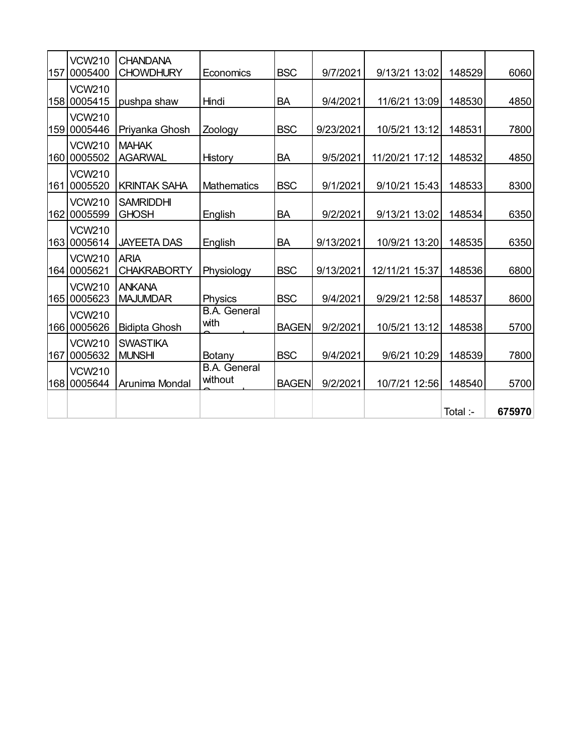| | | | | | | | | |
|---|---|---|---|---|---|---|---|---|
| 157 | VCW2100005400 | CHANDANA CHOWDHURY | Economics | BSC | 9/7/2021 | 9/13/21 13:02 | 148529 | 6060 |
| 158 | VCW2100005415 | pushpa shaw | Hindi | BA | 9/4/2021 | 11/6/21 13:09 | 148530 | 4850 |
| 159 | VCW2100005446 | Priyanka Ghosh | Zoology | BSC | 9/23/2021 | 10/5/21 13:12 | 148531 | 7800 |
| 160 | VCW2100005502 | MAHAK AGARWAL | History | BA | 9/5/2021 | 11/20/21 17:12 | 148532 | 4850 |
| 161 | VCW2100005520 | KRINTAK SAHA | Mathematics | BSC | 9/1/2021 | 9/10/21 15:43 | 148533 | 8300 |
| 162 | VCW2100005599 | SAMRIDDHI GHOSH | English | BA | 9/2/2021 | 9/13/21 13:02 | 148534 | 6350 |
| 163 | VCW2100005614 | JAYEETA DAS | English | BA | 9/13/2021 | 10/9/21 13:20 | 148535 | 6350 |
| 164 | VCW2100005621 | ARIA CHAKRABORTY | Physiology | BSC | 9/13/2021 | 12/11/21 15:37 | 148536 | 6800 |
| 165 | VCW2100005623 | ANKANA MAJUMDAR | Physics | BSC | 9/4/2021 | 9/29/21 12:58 | 148537 | 8600 |
| 166 | VCW2100005626 | Bidipta Ghosh | B.A. General with | BAGEN | 9/2/2021 | 10/5/21 13:12 | 148538 | 5700 |
| 167 | VCW2100005632 | SWASTIKA MUNSHI | Botany | BSC | 9/4/2021 | 9/6/21 10:29 | 148539 | 7800 |
| 168 | VCW2100005644 | Arunima Mondal | B.A. General without | BAGEN | 9/2/2021 | 10/7/21 12:56 | 148540 | 5700 |
| | | | | | | | Total :- | **675970** |